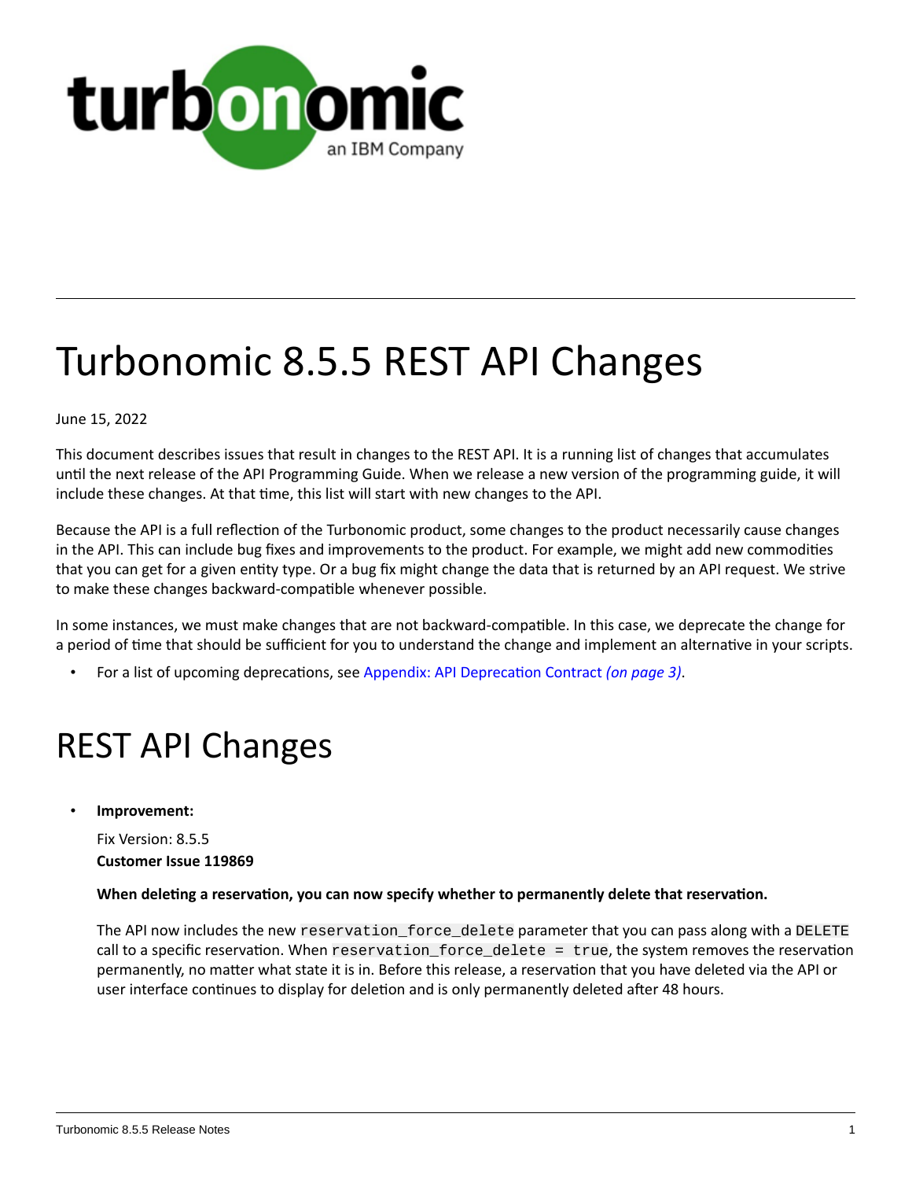# Turbonomic 8.5.5 REST API Changes

June 15, 2022

This document describes issues that result in changes to the REST API. It is a running list of changes that accumulates until the next release of the API Programming Guide. When we release a new version of the programming guide, it will include these changes. At that time, this list will start with new changes to the API.

Because the API is a full reflection of the Turbonomic product, some changes to the product necessarily cause changes in the API. This can include bug fixes and improvements to the product. For example, we might add new commodities that you can get for a given entity type. Or a bug fix might change the data that is returned by an API request. We strive to make these changes backward-compatible whenever possible.

In some instances, we must make changes that are not backward-compatible. In this case, we deprecate the change for a period of time that should be sufficient for you to understand the change and implement an alternative in your scripts.

- For a list of upcoming deprecations, see Appendix: API Deprecation Contract *(on page 3)*.

# REST API Changes

- **Improvement:**

  Fix Version: 8.5.5
  **Customer Issue 119869**

  **When deleting a reservation, you can now specify whether to permanently delete that reservation.**

  The API now includes the new `reservation_force_delete` parameter that you can pass along with a `DELETE` call to a specific reservation. When `reservation_force_delete = true`, the system removes the reservation permanently, no matter what state it is in. Before this release, a reservation that you have deleted via the API or user interface continues to display for deletion and is only permanently deleted after 48 hours.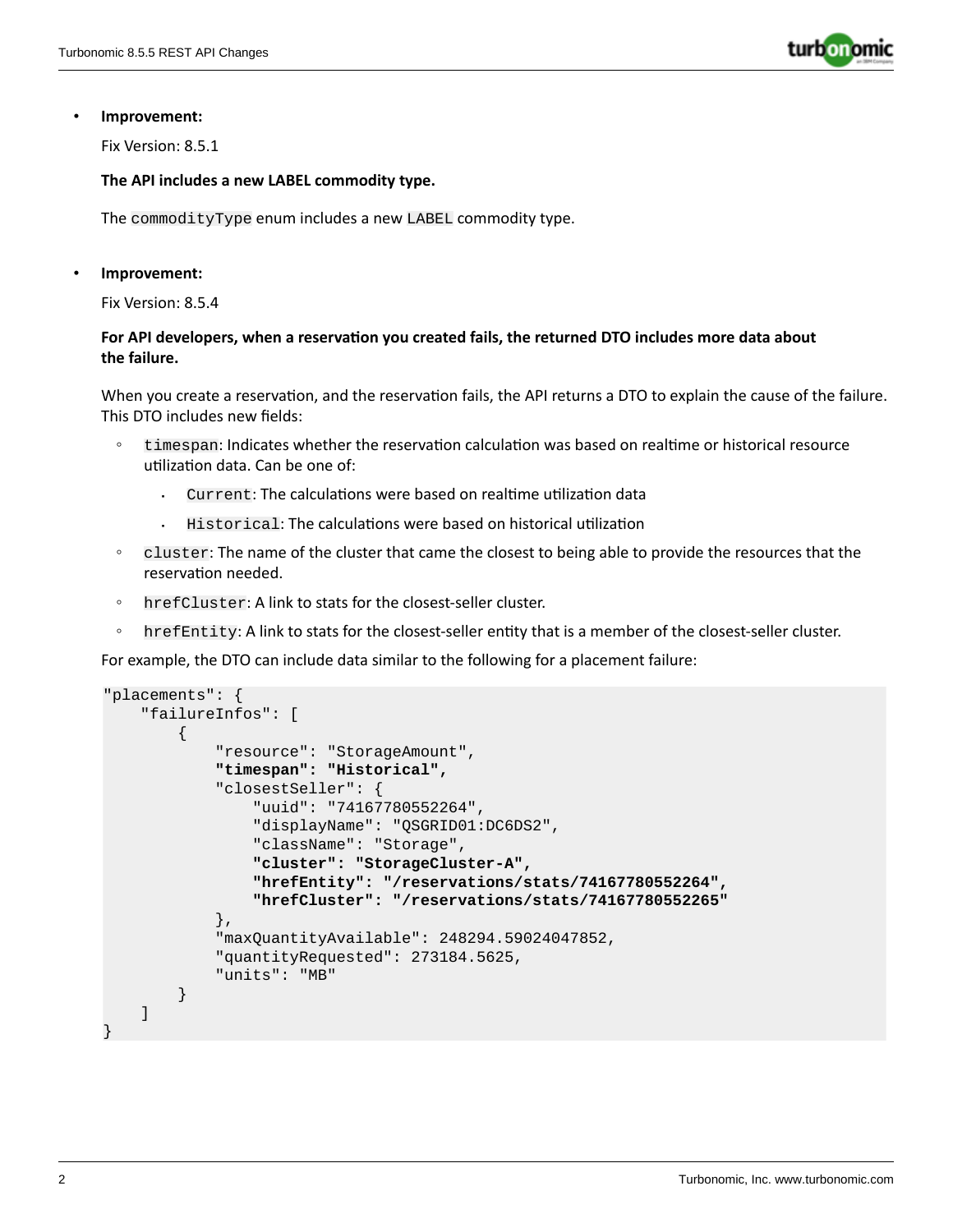- **Improvement:**

  Fix Version: 8.5.1

  **The API includes a new LABEL commodity type.**

  The `commodityType` enum includes a new `LABEL` commodity type.

- **Improvement:**

  Fix Version: 8.5.4

  **For API developers, when a reservation you created fails, the returned DTO includes more data about the failure.**

  When you create a reservation, and the reservation fails, the API returns a DTO to explain the cause of the failure. This DTO includes new fields:

  - `timespan`: Indicates whether the reservation calculation was based on realtime or historical resource utilization data. Can be one of:
    - `Current`: The calculations were based on realtime utilization data
    - `Historical`: The calculations were based on historical utilization
  - `cluster`: The name of the cluster that came the closest to being able to provide the resources that the reservation needed.
  - `hrefCluster`: A link to stats for the closest-seller cluster.
  - `hrefEntity`: A link to stats for the closest-seller entity that is a member of the closest-seller cluster.

  For example, the DTO can include data similar to the following for a placement failure:

```
"placements": {
    "failureInfos": [
        {
            "resource": "StorageAmount",
            "timespan": "Historical",
            "closestSeller": {
                "uuid": "74167780552264",
                "displayName": "QSGRID01:DC6DS2",
                "className": "Storage",
                "cluster": "StorageCluster-A",
                "hrefEntity": "/reservations/stats/74167780552264",
                "hrefCluster": "/reservations/stats/74167780552265"
            },
            "maxQuantityAvailable": 248294.59024047852,
            "quantityRequested": 273184.5625,
            "units": "MB"
        }
    ]
}
```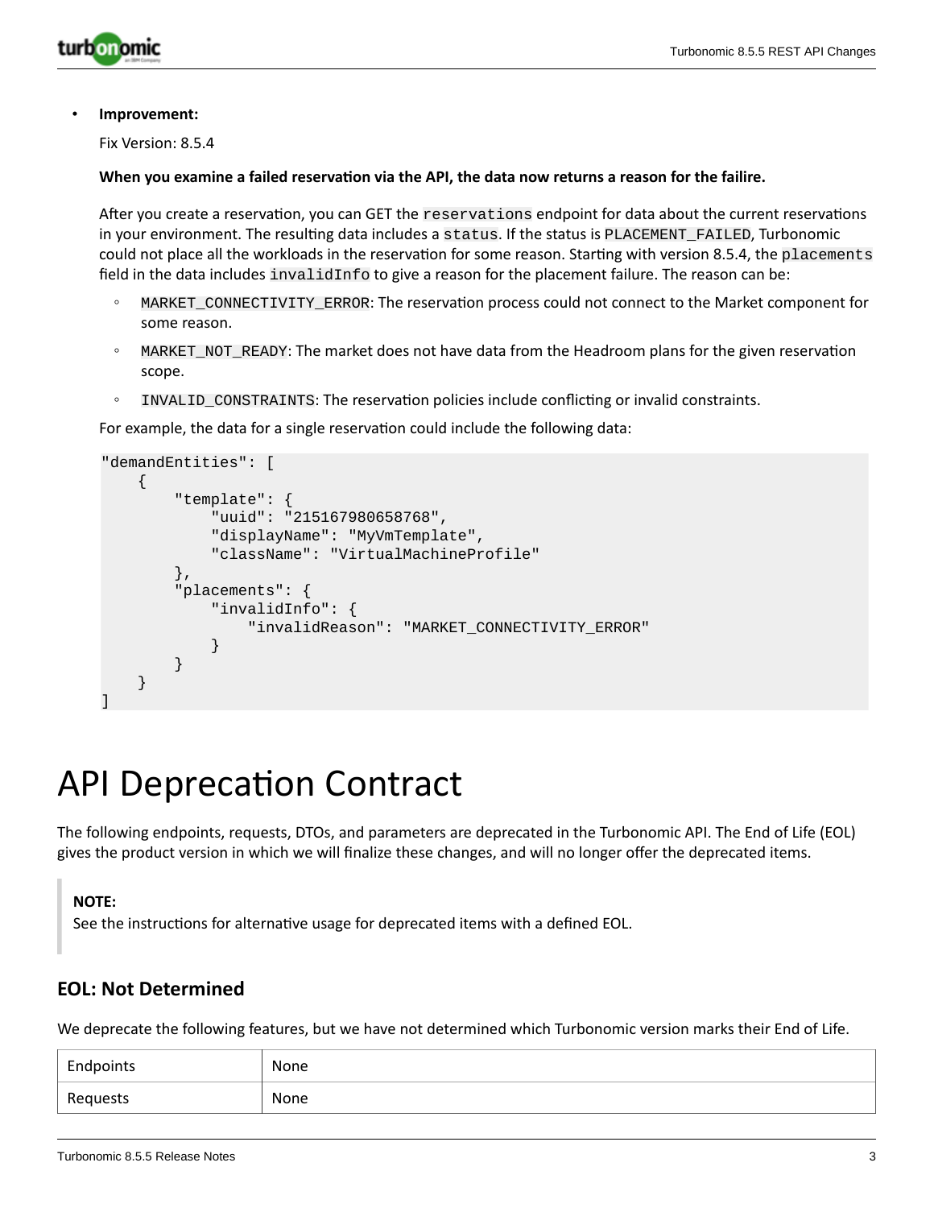- **Improvement:**

  Fix Version: 8.5.4

  **When you examine a failed reservation via the API, the data now returns a reason for the failire.**

  After you create a reservation, you can GET the `reservations` endpoint for data about the current reservations in your environment. The resulting data includes a `status`. If the status is `PLACEMENT_FAILED`, Turbonomic could not place all the workloads in the reservation for some reason. Starting with version 8.5.4, the `placements` field in the data includes `invalidInfo` to give a reason for the placement failure. The reason can be:

  - `MARKET_CONNECTIVITY_ERROR`: The reservation process could not connect to the Market component for some reason.
  - `MARKET_NOT_READY`: The market does not have data from the Headroom plans for the given reservation scope.
  - `INVALID_CONSTRAINTS`: The reservation policies include conflicting or invalid constraints.

  For example, the data for a single reservation could include the following data:

```
"demandEntities": [
    {
        "template": {
            "uuid": "215167980658768",
            "displayName": "MyVmTemplate",
            "className": "VirtualMachineProfile"
        },
        "placements": {
            "invalidInfo": {
                "invalidReason": "MARKET_CONNECTIVITY_ERROR"
            }
        }
    }
]
```

# API Deprecation Contract

The following endpoints, requests, DTOs, and parameters are deprecated in the Turbonomic API. The End of Life (EOL) gives the product version in which we will finalize these changes, and will no longer offer the deprecated items.

> **NOTE:**
> See the instructions for alternative usage for deprecated items with a defined EOL.

## EOL: Not Determined

We deprecate the following features, but we have not determined which Turbonomic version marks their End of Life.

| Endpoints | None |
| --- | --- |
| Requests | None |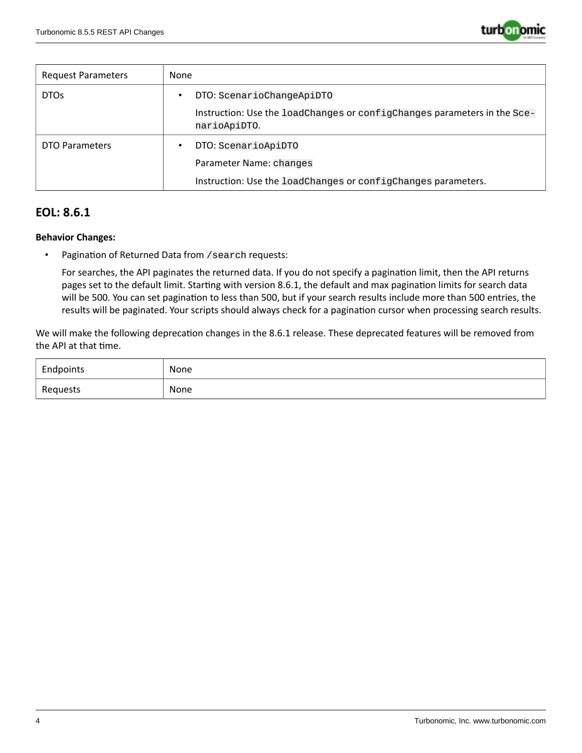| Request Parameters | None |
|---|---|
| DTOs | • DTO: `ScenarioChangeApiDTO`<br>Instruction: Use the `loadChanges` or `configChanges` parameters in the `ScenarioApiDTO`. |
| DTO Parameters | • DTO: `ScenarioApiDTO`<br>Parameter Name: `changes`<br>Instruction: Use the `loadChanges` or `configChanges` parameters. |

## EOL: 8.6.1

**Behavior Changes:**

- Pagination of Returned Data from `/search` requests:

  For searches, the API paginates the returned data. If you do not specify a pagination limit, then the API returns pages set to the default limit. Starting with version 8.6.1, the default and max pagination limits for search data will be 500. You can set pagination to less than 500, but if your search results include more than 500 entries, the results will be paginated. Your scripts should always check for a pagination cursor when processing search results.

We will make the following deprecation changes in the 8.6.1 release. These deprecated features will be removed from the API at that time.

| Endpoints | None |
|---|---|
| Requests | None |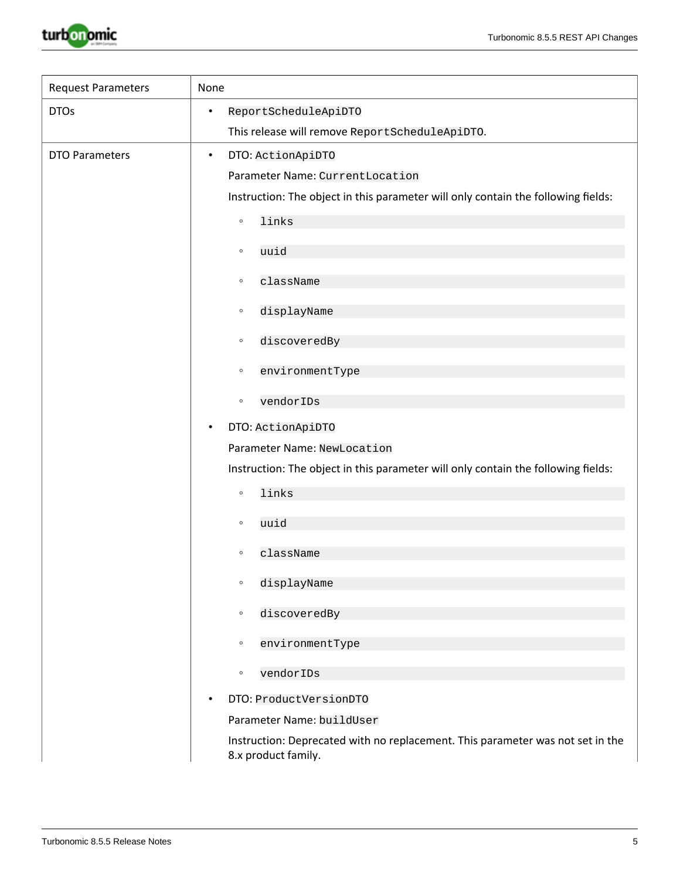| Request Parameters | None |
|---|---|
| DTOs | • `ReportScheduleApiDTO`<br>This release will remove `ReportScheduleApiDTO`. |
| DTO Parameters | • DTO: `ActionApiDTO`<br>Parameter Name: `CurrentLocation`<br>Instruction: The object in this parameter will only contain the following fields:<br>◦ `links`<br>◦ `uuid`<br>◦ `className`<br>◦ `displayName`<br>◦ `discoveredBy`<br>◦ `environmentType`<br>◦ `vendorIDs`<br>• DTO: `ActionApiDTO`<br>Parameter Name: `NewLocation`<br>Instruction: The object in this parameter will only contain the following fields:<br>◦ `links`<br>◦ `uuid`<br>◦ `className`<br>◦ `displayName`<br>◦ `discoveredBy`<br>◦ `environmentType`<br>◦ `vendorIDs`<br>• DTO: `ProductVersionDTO`<br>Parameter Name: `buildUser`<br>Instruction: Deprecated with no replacement. This parameter was not set in the 8.x product family. |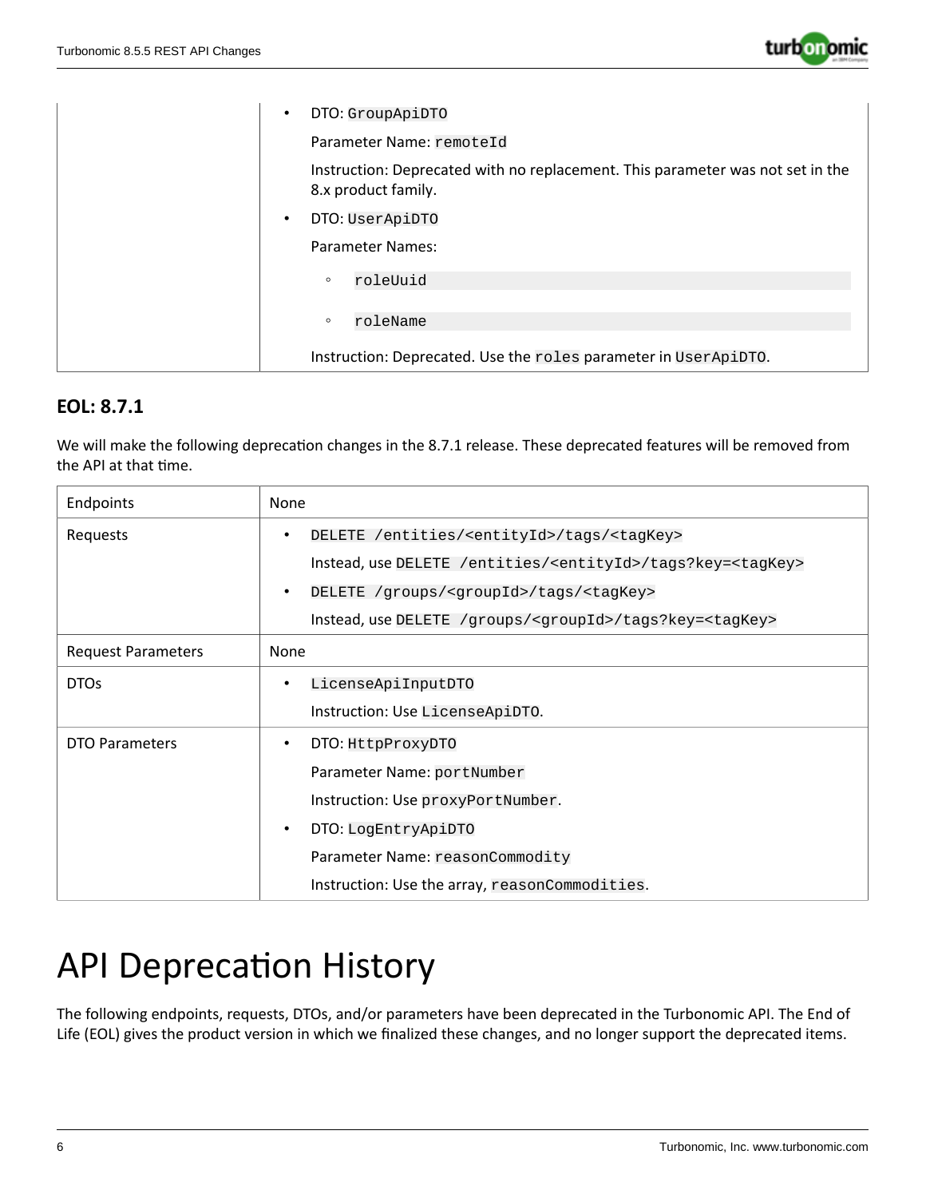| | |
|---|---|
| | • DTO: `GroupApiDTO`<br>Parameter Name: `remoteId`<br>Instruction: Deprecated with no replacement. This parameter was not set in the 8.x product family.<br>• DTO: `UserApiDTO`<br>Parameter Names:<br>◦ `roleUuid`<br>◦ `roleName`<br>Instruction: Deprecated. Use the `roles` parameter in `UserApiDTO`. |

### EOL: 8.7.1

We will make the following deprecation changes in the 8.7.1 release. These deprecated features will be removed from the API at that time.

| Endpoints | None |
|---|---|
| Requests | • `DELETE /entities/<entityId>/tags/<tagKey>`<br>Instead, use `DELETE /entities/<entityId>/tags?key=<tagKey>`<br>• `DELETE /groups/<groupId>/tags/<tagKey>`<br>Instead, use `DELETE /groups/<groupId>/tags?key=<tagKey>` |
| Request Parameters | None |
| DTOs | • `LicenseApiInputDTO`<br>Instruction: Use `LicenseApiDTO`. |
| DTO Parameters | • DTO: `HttpProxyDTO`<br>Parameter Name: `portNumber`<br>Instruction: Use `proxyPortNumber`.<br>• DTO: `LogEntryApiDTO`<br>Parameter Name: `reasonCommodity`<br>Instruction: Use the array, `reasonCommodities`. |

# API Deprecation History

The following endpoints, requests, DTOs, and/or parameters have been deprecated in the Turbonomic API. The End of Life (EOL) gives the product version in which we finalized these changes, and no longer support the deprecated items.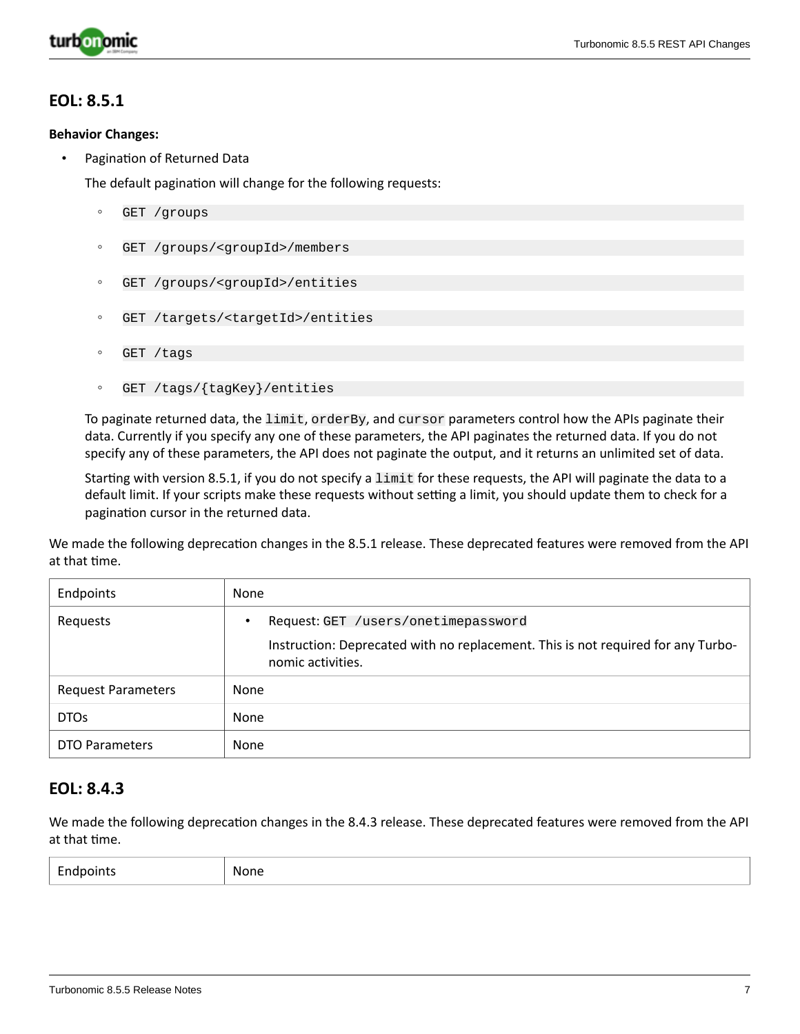## EOL: 8.5.1

**Behavior Changes:**

- Pagination of Returned Data

  The default pagination will change for the following requests:

  - `GET /groups`
  - `GET /groups/<groupId>/members`
  - `GET /groups/<groupId>/entities`
  - `GET /targets/<targetId>/entities`
  - `GET /tags`
  - `GET /tags/{tagKey}/entities`

  To paginate returned data, the `limit`, `orderBy`, and `cursor` parameters control how the APIs paginate their data. Currently if you specify any one of these parameters, the API paginates the returned data. If you do not specify any of these parameters, the API does not paginate the output, and it returns an unlimited set of data.

  Starting with version 8.5.1, if you do not specify a `limit` for these requests, the API will paginate the data to a default limit. If your scripts make these requests without setting a limit, you should update them to check for a pagination cursor in the returned data.

We made the following deprecation changes in the 8.5.1 release. These deprecated features were removed from the API at that time.

| | |
|---|---|
| Endpoints | None |
| Requests | • Request: `GET /users/onetimepassword`<br>Instruction: Deprecated with no replacement. This is not required for any Turbonomic activities. |
| Request Parameters | None |
| DTOs | None |
| DTO Parameters | None |

## EOL: 8.4.3

We made the following deprecation changes in the 8.4.3 release. These deprecated features were removed from the API at that time.

| | |
|---|---|
| Endpoints | None |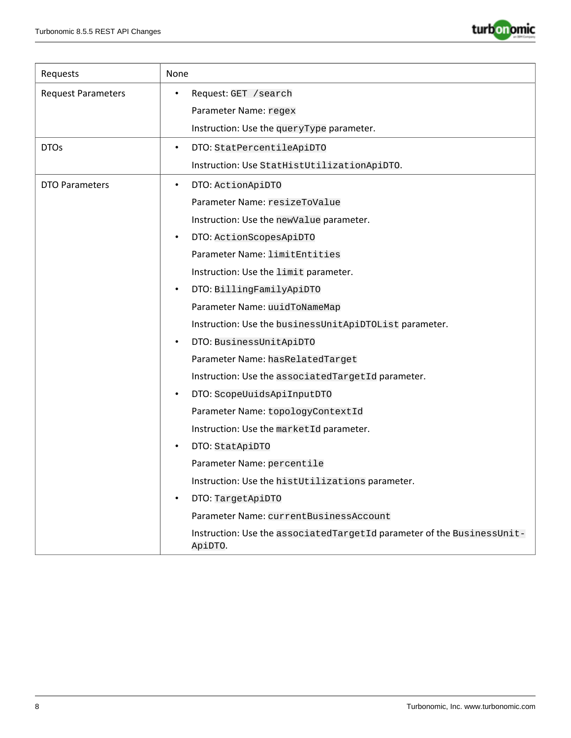| | |
|---|---|
| Requests | None |
| Request Parameters | • Request: `GET /search`<br>Parameter Name: `regex`<br>Instruction: Use the `queryType` parameter. |
| DTOs | • DTO: `StatPercentileApiDTO`<br>Instruction: Use `StatHistUtilizationApiDTO`. |
| DTO Parameters | • DTO: `ActionApiDTO`<br>Parameter Name: `resizeToValue`<br>Instruction: Use the `newValue` parameter.<br>• DTO: `ActionScopesApiDTO`<br>Parameter Name: `limitEntities`<br>Instruction: Use the `limit` parameter.<br>• DTO: `BillingFamilyApiDTO`<br>Parameter Name: `uuidToNameMap`<br>Instruction: Use the `businessUnitApiDTOList` parameter.<br>• DTO: `BusinessUnitApiDTO`<br>Parameter Name: `hasRelatedTarget`<br>Instruction: Use the `associatedTargetId` parameter.<br>• DTO: `ScopeUuidsApiInputDTO`<br>Parameter Name: `topologyContextId`<br>Instruction: Use the `marketId` parameter.<br>• DTO: `StatApiDTO`<br>Parameter Name: `percentile`<br>Instruction: Use the `histUtilizations` parameter.<br>• DTO: `TargetApiDTO`<br>Parameter Name: `currentBusinessAccount`<br>Instruction: Use the `associatedTargetId` parameter of the `BusinessUnitApiDTO`. |